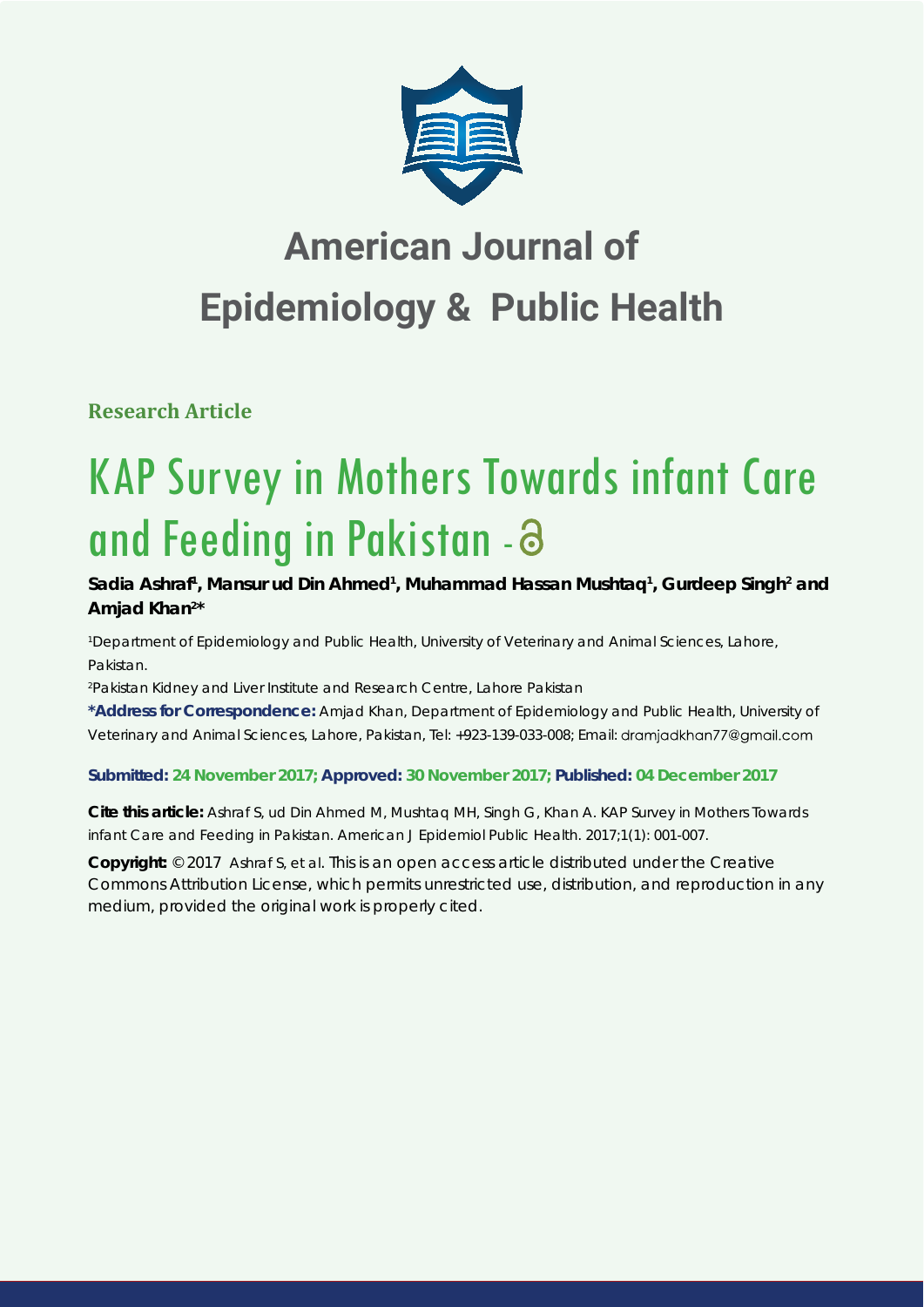# American Journal of Epidemiology & Public Health

**Research Article**

# KAP Survey in Mothers Towards infant Care and Feeding in Pakistan

**Sadia Ashraf[1], Mansur ud Din Ahmed[1], Muhammad Hassan Mushtaq[1], Gurdeep Singh[2] and Amjad Khan[2]***

[1]Department of Epidemiology and Public Health, University of Veterinary and Animal Sciences, Lahore, Pakistan.

[2]Pakistan Kidney and Liver Institute and Research Centre, Lahore Pakistan

**\*Address for Correspondence:** Amjad Khan, Department of Epidemiology and Public Health, University of Veterinary and Animal Sciences, Lahore, Pakistan, Tel: +923-139-033-008; Email: dramjadkhan77@gmail.com

**Submitted: 24 November 2017; Approved: 30 November 2017; Published: 04 December 2017**

**Cite this article:** Ashraf S, ud Din Ahmed M, Mushtaq MH, Singh G, Khan A. KAP Survey in Mothers Towards infant Care and Feeding in Pakistan. American J Epidemiol Public Health. 2017;1(1): 001-007.

**Copyright:** © 2017 Ashraf S, et al. This is an open access article distributed under the Creative Commons Attribution License, which permits unrestricted use, distribution, and reproduction in any medium, provided the original work is properly cited.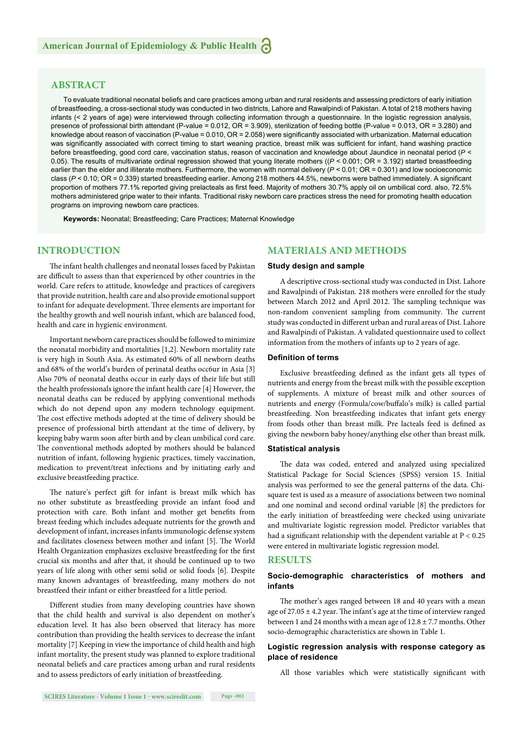## ABSTRACT

To evaluate traditional neonatal beliefs and care practices among urban and rural residents and assessing predictors of early initiation of breastfeeding, a cross-sectional study was conducted in two districts, Lahore and Rawalpindi of Pakistan. A total of 218 mothers having infants (< 2 years of age) were interviewed through collecting information through a questionnaire. In the logistic regression analysis, presence of professional birth attendant (P-value = 0.012, OR = 3.909), sterilization of feeding bottle (P-value = 0.013, OR = 3.280) and knowledge about reason of vaccination (P-value = 0.010, OR = 2.058) were significantly associated with urbanization. Maternal education was significantly associated with correct timing to start weaning practice, breast milk was sufficient for infant, hand washing practice before breastfeeding, good cord care, vaccination status, reason of vaccination and knowledge about Jaundice in neonatal period ($P < 0.05$). The results of multivariate ordinal regression showed that young literate mothers (($P < 0.001$; OR = 3.192) started breastfeeding earlier than the elder and illiterate mothers. Furthermore, the women with normal delivery ($P < 0.01$; OR = 0.301) and low socioeconomic class ($P < 0.10$; OR = 0.339) started breastfeeding earlier. Among 218 mothers 44.5%, newborns were bathed immediately. A significant proportion of mothers 77.1% reported giving prelacteals as first feed. Majority of mothers 30.7% apply oil on umbilical cord. also, 72.5% mothers administered gripe water to their infants. Traditional risky newborn care practices stress the need for promoting health education programs on improving newborn care practices.

**Keywords:** Neonatal; Breastfeeding; Care Practices; Maternal Knowledge

## INTRODUCTION

The infant health challenges and neonatal losses faced by Pakistan are difficult to assess than that experienced by other countries in the world. Care refers to attitude, knowledge and practices of caregivers that provide nutrition, health care and also provide emotional support to infant for adequate development. Three elements are important for the healthy growth and well nourish infant, which are balanced food, health and care in hygienic environment.

Important newborn care practices should be followed to minimize the neonatal morbidity and mortalities [1,2]. Newborn mortality rate is very high in South Asia. As estimated 60% of all newborn deaths and 68% of the world's burden of perinatal deaths occ6ur in Asia [3] Also 70% of neonatal deaths occur in early days of their life but still the health professionals ignore the infant health care [4] However, the neonatal deaths can be reduced by applying conventional methods which do not depend upon any modern technology equipment. The cost effective methods adopted at the time of delivery should be presence of professional birth attendant at the time of delivery, by keeping baby warm soon after birth and by clean umbilical cord care. The conventional methods adopted by mothers should be balanced nutrition of infant, following hygienic practices, timely vaccination, medication to prevent/treat infections and by initiating early and exclusive breastfeeding practice.

The nature's perfect gift for infant is breast milk which has no other substitute as breastfeeding provide an infant food and protection with care. Both infant and mother get benefits from breast feeding which includes adequate nutrients for the growth and development of infant, increases infants immunologic defense system and facilitates closeness between mother and infant [5]. The World Health Organization emphasizes exclusive breastfeeding for the first crucial six months and after that, it should be continued up to two years of life along with other semi solid or solid foods [6]. Despite many known advantages of breastfeeding, many mothers do not breastfeed their infant or either breastfeed for a little period.

Different studies from many developing countries have shown that the child health and survival is also dependent on mother's education level. It has also been observed that literacy has more contribution than providing the health services to decrease the infant mortality [7] Keeping in view the importance of child health and high infant mortality, the present study was planned to explore traditional neonatal beliefs and care practices among urban and rural residents and to assess predictors of early initiation of breastfeeding.

## MATERIALS AND METHODS

### Study design and sample

A descriptive cross-sectional study was conducted in Dist. Lahore and Rawalpindi of Pakistan. 218 mothers were enrolled for the study between March 2012 and April 2012. The sampling technique was non-random convenient sampling from community. The current study was conducted in different urban and rural areas of Dist. Lahore and Rawalpindi of Pakistan. A validated questionnaire used to collect information from the mothers of infants up to 2 years of age.

### Definition of terms

Exclusive breastfeeding defined as the infant gets all types of nutrients and energy from the breast milk with the possible exception of supplements. A mixture of breast milk and other sources of nutrients and energy (Formula/cow/buffalo's milk) is called partial breastfeeding. Non breastfeeding indicates that infant gets energy from foods other than breast milk. Pre lacteals feed is defined as giving the newborn baby honey/anything else other than breast milk.

### Statistical analysis

The data was coded, entered and analyzed using specialized Statistical Package for Social Sciences (SPSS) version 15. Initial analysis was performed to see the general patterns of the data. Chi-square test is used as a measure of associations between two nominal and one nominal and second ordinal variable [8] the predictors for the early initiation of breastfeeding were checked using univariate and multivariate logistic regression model. Predictor variables that had a significant relationship with the dependent variable at $P < 0.25$ were entered in multivariate logistic regression model.

## RESULTS

### Socio-demographic characteristics of mothers and infants

The mother's ages ranged between 18 and 40 years with a mean age of 27.05 ± 4.2 year. The infant's age at the time of interview ranged between 1 and 24 months with a mean age of 12.8 ± 7.7 months. Other socio-demographic characteristics are shown in Table 1.

### Logistic regression analysis with response category as place of residence

All those variables which were statistically significant with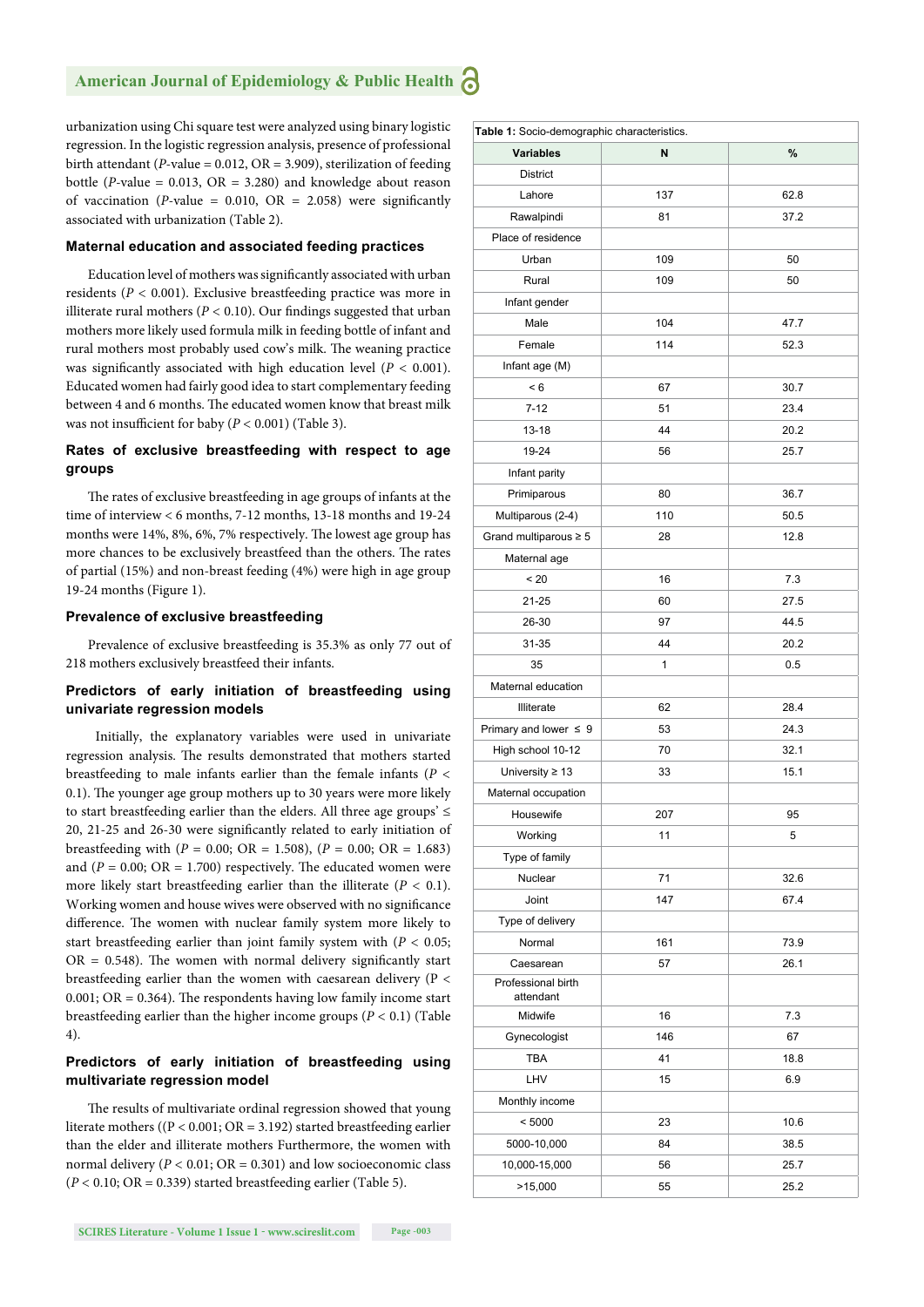urbanization using Chi square test were analyzed using binary logistic regression. In the logistic regression analysis, presence of professional birth attendant (*P*-value = 0.012, OR = 3.909), sterilization of feeding bottle (*P*-value = 0.013, OR = 3.280) and knowledge about reason of vaccination (*P*-value = 0.010, OR = 2.058) were significantly associated with urbanization (Table 2).

### Maternal education and associated feeding practices

Education level of mothers was significantly associated with urban residents ($P < 0.001$). Exclusive breastfeeding practice was more in illiterate rural mothers ($P < 0.10$). Our findings suggested that urban mothers more likely used formula milk in feeding bottle of infant and rural mothers most probably used cow's milk. The weaning practice was significantly associated with high education level ($P < 0.001$). Educated women had fairly good idea to start complementary feeding between 4 and 6 months. The educated women know that breast milk was not insufficient for baby ($P < 0.001$) (Table 3).

### Rates of exclusive breastfeeding with respect to age groups

The rates of exclusive breastfeeding in age groups of infants at the time of interview < 6 months, 7-12 months, 13-18 months and 19-24 months were 14%, 8%, 6%, 7% respectively. The lowest age group has more chances to be exclusively breastfeed than the others. The rates of partial (15%) and non-breast feeding (4%) were high in age group 19-24 months (Figure 1).

### Prevalence of exclusive breastfeeding

Prevalence of exclusive breastfeeding is 35.3% as only 77 out of 218 mothers exclusively breastfeed their infants.

### Predictors of early initiation of breastfeeding using univariate regression models

Initially, the explanatory variables were used in univariate regression analysis. The results demonstrated that mothers started breastfeeding to male infants earlier than the female infants ($P < 0.1$). The younger age group mothers up to 30 years were more likely to start breastfeeding earlier than the elders. All three age groups' ≤ 20, 21-25 and 26-30 were significantly related to early initiation of breastfeeding with ($P = 0.00$; OR = 1.508), ($P = 0.00$; OR = 1.683) and ($P = 0.00$; OR = 1.700) respectively. The educated women were more likely start breastfeeding earlier than the illiterate ($P < 0.1$). Working women and house wives were observed with no significance difference. The women with nuclear family system more likely to start breastfeeding earlier than joint family system with ($P < 0.05$; OR = 0.548). The women with normal delivery significantly start breastfeeding earlier than the women with caesarean delivery ($P < 0.001$; OR = 0.364). The respondents having low family income start breastfeeding earlier than the higher income groups ($P < 0.1$) (Table 4).

### Predictors of early initiation of breastfeeding using multivariate regression model

The results of multivariate ordinal regression showed that young literate mothers (($P < 0.001$; OR = 3.192) started breastfeeding earlier than the elder and illiterate mothers Furthermore, the women with normal delivery ($P < 0.01$; OR = 0.301) and low socioeconomic class ($P < 0.10$; OR = 0.339) started breastfeeding earlier (Table 5).

**Table 1:** Socio-demographic characteristics.

| Variables | N | % |
|---|---|---|
| District | | |
| Lahore | 137 | 62.8 |
| Rawalpindi | 81 | 37.2 |
| Place of residence | | |
| Urban | 109 | 50 |
| Rural | 109 | 50 |
| Infant gender | | |
| Male | 104 | 47.7 |
| Female | 114 | 52.3 |
| Infant age (M) | | |
| < 6 | 67 | 30.7 |
| 7-12 | 51 | 23.4 |
| 13-18 | 44 | 20.2 |
| 19-24 | 56 | 25.7 |
| Infant parity | | |
| Primiparous | 80 | 36.7 |
| Multiparous (2-4) | 110 | 50.5 |
| Grand multiparous ≥ 5 | 28 | 12.8 |
| Maternal age | | |
| < 20 | 16 | 7.3 |
| 21-25 | 60 | 27.5 |
| 26-30 | 97 | 44.5 |
| 31-35 | 44 | 20.2 |
| 35 | 1 | 0.5 |
| Maternal education | | |
| Illiterate | 62 | 28.4 |
| Primary and lower ≤ 9 | 53 | 24.3 |
| High school 10-12 | 70 | 32.1 |
| University ≥ 13 | 33 | 15.1 |
| Maternal occupation | | |
| Housewife | 207 | 95 |
| Working | 11 | 5 |
| Type of family | | |
| Nuclear | 71 | 32.6 |
| Joint | 147 | 67.4 |
| Type of delivery | | |
| Normal | 161 | 73.9 |
| Caesarean | 57 | 26.1 |
| Professional birth attendant | | |
| Midwife | 16 | 7.3 |
| Gynecologist | 146 | 67 |
| TBA | 41 | 18.8 |
| LHV | 15 | 6.9 |
| Monthly income | | |
| < 5000 | 23 | 10.6 |
| 5000-10,000 | 84 | 38.5 |
| 10,000-15,000 | 56 | 25.7 |
| >15,000 | 55 | 25.2 |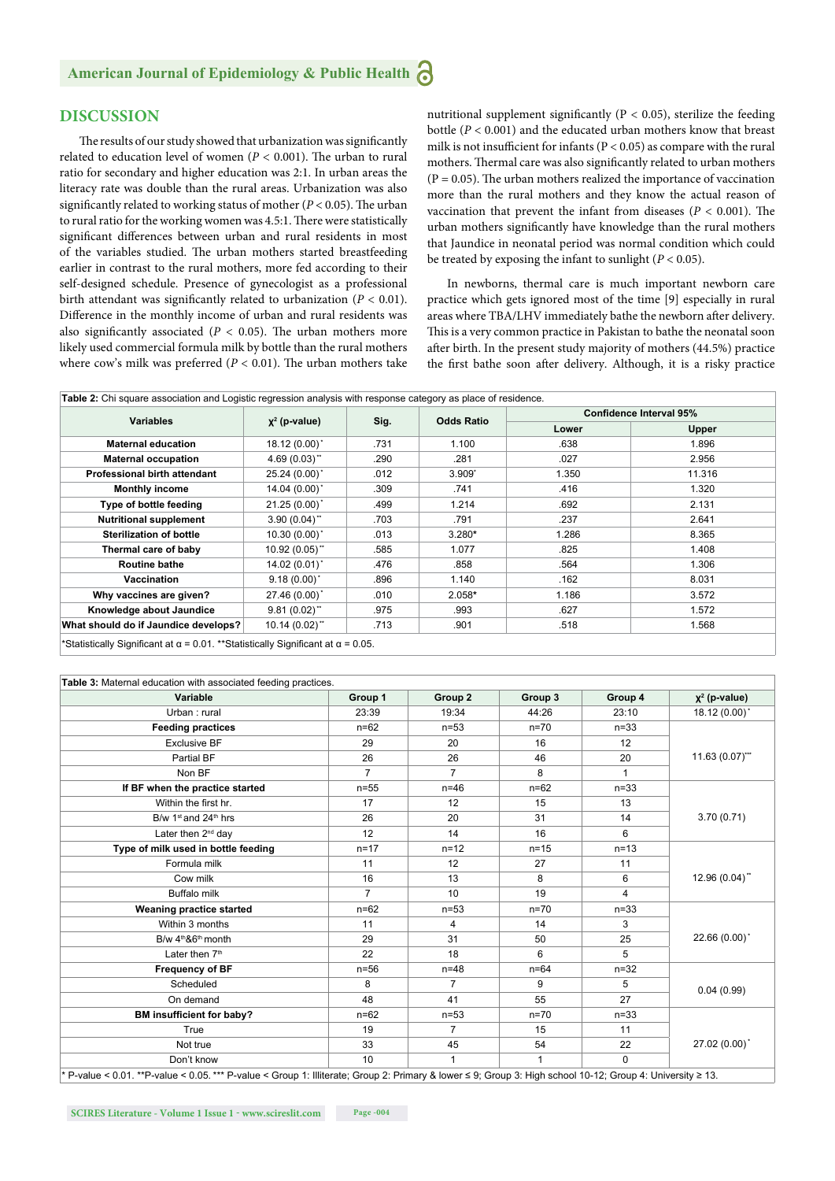## DISCUSSION

The results of our study showed that urbanization was significantly related to education level of women (*P* < 0.001). The urban to rural ratio for secondary and higher education was 2:1. In urban areas the literacy rate was double than the rural areas. Urbanization was also significantly related to working status of mother (*P* < 0.05). The urban to rural ratio for the working women was 4.5:1. There were statistically significant differences between urban and rural residents in most of the variables studied. The urban mothers started breastfeeding earlier in contrast to the rural mothers, more fed according to their self-designed schedule. Presence of gynecologist as a professional birth attendant was significantly related to urbanization (*P* < 0.01). Difference in the monthly income of urban and rural residents was also significantly associated (*P* < 0.05). The urban mothers more likely used commercial formula milk by bottle than the rural mothers where cow's milk was preferred (*P* < 0.01). The urban mothers take nutritional supplement significantly (P < 0.05), sterilize the feeding bottle (*P* < 0.001) and the educated urban mothers know that breast milk is not insufficient for infants (P < 0.05) as compare with the rural mothers. Thermal care was also significantly related to urban mothers (P = 0.05). The urban mothers realized the importance of vaccination more than the rural mothers and they know the actual reason of vaccination that prevent the infant from diseases (*P* < 0.001). The urban mothers significantly have knowledge than the rural mothers that Jaundice in neonatal period was normal condition which could be treated by exposing the infant to sunlight (*P* < 0.05).

In newborns, thermal care is much important newborn care practice which gets ignored most of the time [9] especially in rural areas where TBA/LHV immediately bathe the newborn after delivery. This is a very common practice in Pakistan to bathe the neonatal soon after birth. In the present study majority of mothers (44.5%) practice the first bathe soon after delivery. Although, it is a risky practice

**Table 2:** Chi square association and Logistic regression analysis with response category as place of residence.

| Variables | $\chi^2$ (p-value) | Sig. | Odds Ratio | Confidence Interval 95% | |
|---|---|---|---|---|---|
| | | | | Lower | Upper |
| **Maternal education** | 18.12 (0.00)* | .731 | 1.100 | .638 | 1.896 |
| **Maternal occupation** | 4.69 (0.03)** | .290 | .281 | .027 | 2.956 |
| **Professional birth attendant** | 25.24 (0.00)* | .012 | 3.909* | 1.350 | 11.316 |
| **Monthly income** | 14.04 (0.00)* | .309 | .741 | .416 | 1.320 |
| **Type of bottle feeding** | 21.25 (0.00)* | .499 | 1.214 | .692 | 2.131 |
| **Nutritional supplement** | 3.90 (0.04)** | .703 | .791 | .237 | 2.641 |
| **Sterilization of bottle** | 10.30 (0.00)* | .013 | 3.280* | 1.286 | 8.365 |
| **Thermal care of baby** | 10.92 (0.05)** | .585 | 1.077 | .825 | 1.408 |
| **Routine bathe** | 14.02 (0.01)* | .476 | .858 | .564 | 1.306 |
| **Vaccination** | 9.18 (0.00)* | .896 | 1.140 | .162 | 8.031 |
| **Why vaccines are given?** | 27.46 (0.00)* | .010 | 2.058* | 1.186 | 3.572 |
| **Knowledge about Jaundice** | 9.81 (0.02)** | .975 | .993 | .627 | 1.572 |
| **What should do if Jaundice develops?** | 10.14 (0.02)** | .713 | .901 | .518 | 1.568 |

*Statistically Significant at α = 0.01. **Statistically Significant at α = 0.05.

**Table 3:** Maternal education with associated feeding practices.

| Variable | Group 1 | Group 2 | Group 3 | Group 4 | $\chi^2$ (p-value) |
|---|---|---|---|---|---|
| Urban : rural | 23:39 | 19:34 | 44:26 | 23:10 | 18.12 (0.00)* |
| **Feeding practices** | n=62 | n=53 | n=70 | n=33 | 11.63 (0.07)*** |
| Exclusive BF | 29 | 20 | 16 | 12 | |
| Partial BF | 26 | 26 | 46 | 20 | |
| Non BF | 7 | 7 | 8 | 1 | |
| **If BF when the practice started** | n=55 | n=46 | n=62 | n=33 | 3.70 (0.71) |
| Within the first hr. | 17 | 12 | 15 | 13 | |
| B/w 1st and 24th hrs | 26 | 20 | 31 | 14 | |
| Later then 2nd day | 12 | 14 | 16 | 6 | |
| **Type of milk used in bottle feeding** | n=17 | n=12 | n=15 | n=13 | 12.96 (0.04)** |
| Formula milk | 11 | 12 | 27 | 11 | |
| Cow milk | 16 | 13 | 8 | 6 | |
| Buffalo milk | 7 | 10 | 19 | 4 | |
| **Weaning practice started** | n=62 | n=53 | n=70 | n=33 | 22.66 (0.00)* |
| Within 3 months | 11 | 4 | 14 | 3 | |
| B/w 4th&6th month | 29 | 31 | 50 | 25 | |
| Later then 7th | 22 | 18 | 6 | 5 | |
| **Frequency of BF** | n=56 | n=48 | n=64 | n=32 | 0.04 (0.99) |
| Scheduled | 8 | 7 | 9 | 5 | |
| On demand | 48 | 41 | 55 | 27 | |
| **BM insufficient for baby?** | n=62 | n=53 | n=70 | n=33 | 27.02 (0.00)* |
| True | 19 | 7 | 15 | 11 | |
| Not true | 33 | 45 | 54 | 22 | |
| Don't know | 10 | 1 | 1 | 0 | |

\* P-value < 0.01. **P-value < 0.05. *** P-value < Group 1: Illiterate; Group 2: Primary & lower ≤ 9; Group 3: High school 10-12; Group 4: University ≥ 13.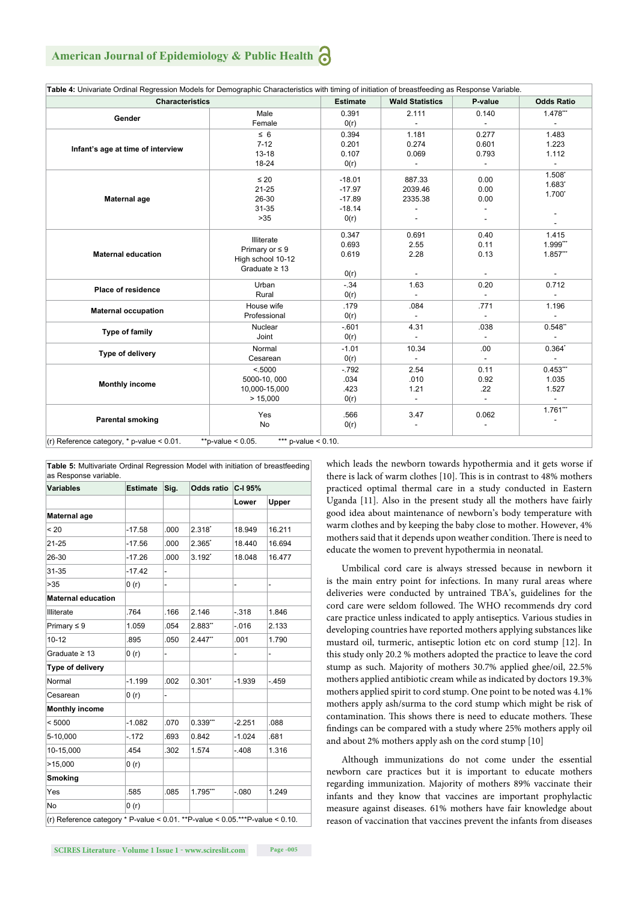**Table 4:** Univariate Ordinal Regression Models for Demographic Characteristics with timing of initiation of breastfeeding as Response Variable.

| Characteristics | | Estimate | Wald Statistics | P-value | Odds Ratio |
|---|---|---|---|---|---|
| Gender | Male | 0.391 | 2.111 | 0.140 | 1.478*** |
| | Female | 0(r) | - | - | - |
| Infant's age at time of interview | ≤ 6 | 0.394 | 1.181 | 0.277 | 1.483 |
| | 7-12 | 0.201 | 0.274 | 0.601 | 1.223 |
| | 13-18 | 0.107 | 0.069 | 0.793 | 1.112 |
| | 18-24 | 0(r) | - | - | - |
| Maternal age | ≤ 20 | -18.01 | 887.33 | 0.00 | 1.508* |
| | 21-25 | -17.97 | 2039.46 | 0.00 | 1.683* |
| | 26-30 | -17.89 | 2335.38 | 0.00 | 1.700* |
| | 31-35 | -18.14 | - | - | - |
| | >35 | 0(r) | - | - | - |
| Maternal education | Illiterate | 0.347 | 0.691 | 0.40 | 1.415 |
| | Primary or ≤ 9 | 0.693 | 2.55 | 0.11 | 1.999*** |
| | High school 10-12 | 0.619 | 2.28 | 0.13 | 1.857*** |
| | Graduate ≥ 13 | 0(r) | - | - | - |
| Place of residence | Urban | -.34 | 1.63 | 0.20 | 0.712 |
| | Rural | 0(r) | - | - | - |
| Maternal occupation | House wife | .179 | .084 | .771 | 1.196 |
| | Professional | 0(r) | - | - | - |
| Type of family | Nuclear | -.601 | 4.31 | .038 | 0.548** |
| | Joint | 0(r) | - | - | - |
| Type of delivery | Normal | -1.01 | 10.34 | .00 | 0.364* |
| | Cesarean | 0(r) | - | - | - |
| Monthly income | <.5000 | -.792 | 2.54 | 0.11 | 0.453*** |
| | 5000-10, 000 | .034 | .010 | 0.92 | 1.035 |
| | 10,000-15,000 | .423 | 1.21 | .22 | 1.527 |
| | > 15,000 | 0(r) | - | - | - |
| Parental smoking | Yes | .566 | 3.47 | 0.062 | 1.761*** |
| | No | 0(r) | - | - | - |

(r) Reference category, * p-value < 0.01. **p-value < 0.05. *** p-value < 0.10.

**Table 5:** Multivariate Ordinal Regression Model with initiation of breastfeeding as Response variable.

| Variables | Estimate | Sig. | Odds ratio | C-I 95% | |
|---|---|---|---|---|---|
| | | | | Lower | Upper |
| **Maternal age** | | | | | |
| < 20 | -17.58 | .000 | 2.318* | 18.949 | 16.211 |
| 21-25 | -17.56 | .000 | 2.365* | 18.440 | 16.694 |
| 26-30 | -17.26 | .000 | 3.192* | 18.048 | 16.477 |
| 31-35 | -17.42 | - | | | |
| >35 | 0 (r) | - | | - | - |
| **Maternal education** | | | | | |
| Illiterate | .764 | .166 | 2.146 | -.318 | 1.846 |
| Primary ≤ 9 | 1.059 | .054 | 2.883** | -.016 | 2.133 |
| 10-12 | .895 | .050 | 2.447** | .001 | 1.790 |
| Graduate ≥ 13 | 0 (r) | - | | - | - |
| **Type of delivery** | | | | | |
| Normal | -1.199 | .002 | 0.301* | -1.939 | -.459 |
| Cesarean | 0 (r) | - | | | |
| **Monthly income** | | | | | |
| < 5000 | -1.082 | .070 | 0.339*** | -2.251 | .088 |
| 5-10,000 | -.172 | .693 | 0.842 | -1.024 | .681 |
| 10-15,000 | .454 | .302 | 1.574 | -.408 | 1.316 |
| >15,000 | 0 (r) | | | | |
| **Smoking** | | | | | |
| Yes | .585 | .085 | 1.795*** | -.080 | 1.249 |
| No | 0 (r) | | | | |

(r) Reference category * P-value < 0.01. **P-value < 0.05.***P-value < 0.10.

which leads the newborn towards hypothermia and it gets worse if there is lack of warm clothes [10]. This is in contrast to 48% mothers practiced optimal thermal care in a study conducted in Eastern Uganda [11]. Also in the present study all the mothers have fairly good idea about maintenance of newborn's body temperature with warm clothes and by keeping the baby close to mother. However, 4% mothers said that it depends upon weather condition. There is need to educate the women to prevent hypothermia in neonatal.

Umbilical cord care is always stressed because in newborn it is the main entry point for infections. In many rural areas where deliveries were conducted by untrained TBA's, guidelines for the cord care were seldom followed. The WHO recommends dry cord care practice unless indicated to apply antiseptics. Various studies in developing countries have reported mothers applying substances like mustard oil, turmeric, antiseptic lotion etc on cord stump [12]. In this study only 20.2 % mothers adopted the practice to leave the cord stump as such. Majority of mothers 30.7% applied ghee/oil, 22.5% mothers applied antibiotic cream while as indicated by doctors 19.3% mothers applied spirit to cord stump. One point to be noted was 4.1% mothers apply ash/surma to the cord stump which might be risk of contamination. This shows there is need to educate mothers. These findings can be compared with a study where 25% mothers apply oil and about 2% mothers apply ash on the cord stump [10]

Although immunizations do not come under the essential newborn care practices but it is important to educate mothers regarding immunization. Majority of mothers 89% vaccinate their infants and they know that vaccines are important prophylactic measure against diseases. 61% mothers have fair knowledge about reason of vaccination that vaccines prevent the infants from diseases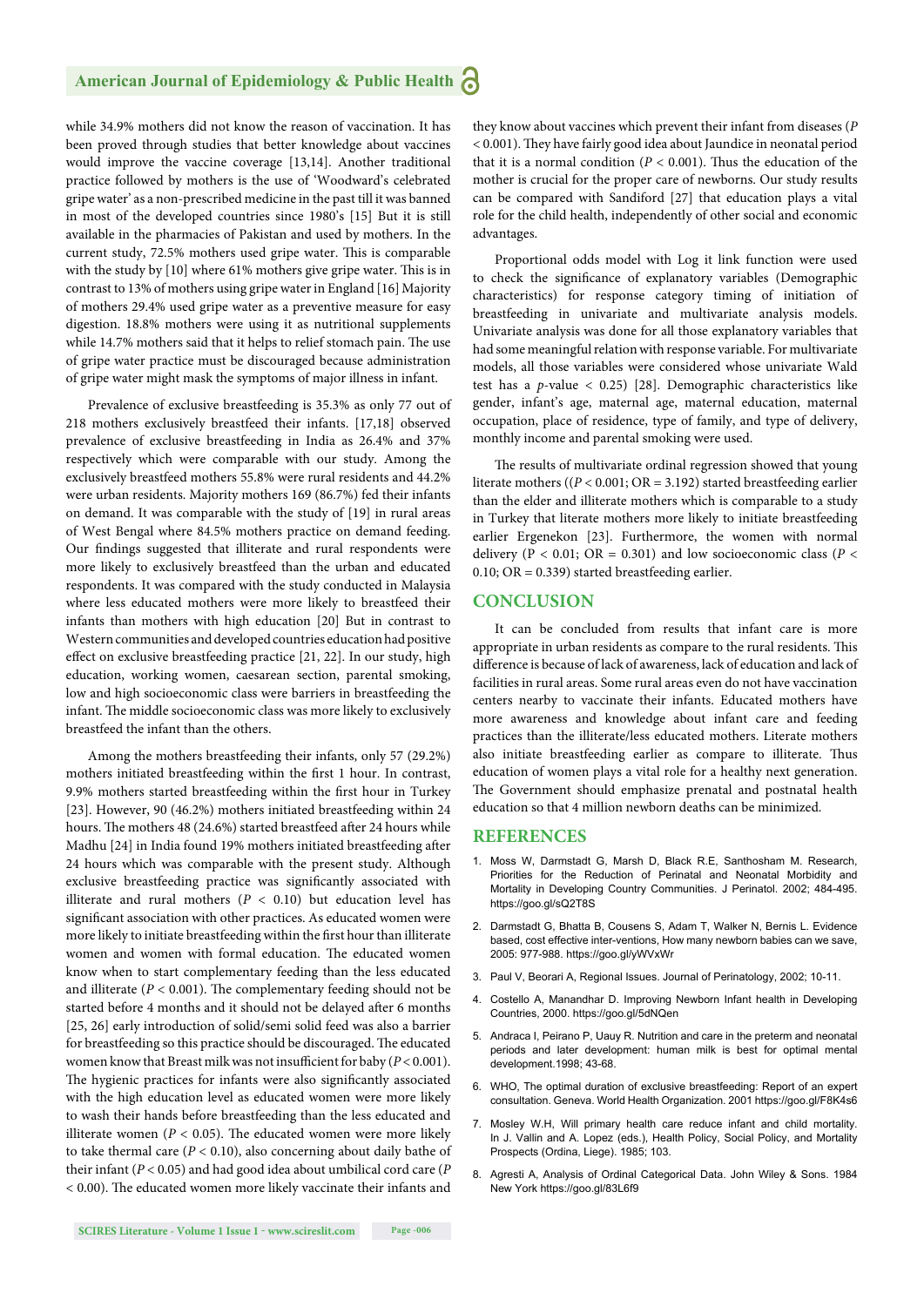while 34.9% mothers did not know the reason of vaccination. It has been proved through studies that better knowledge about vaccines would improve the vaccine coverage [13,14]. Another traditional practice followed by mothers is the use of 'Woodward's celebrated gripe water' as a non-prescribed medicine in the past till it was banned in most of the developed countries since 1980's [15] But it is still available in the pharmacies of Pakistan and used by mothers. In the current study, 72.5% mothers used gripe water. This is comparable with the study by [10] where 61% mothers give gripe water. This is in contrast to 13% of mothers using gripe water in England [16] Majority of mothers 29.4% used gripe water as a preventive measure for easy digestion. 18.8% mothers were using it as nutritional supplements while 14.7% mothers said that it helps to relief stomach pain. The use of gripe water practice must be discouraged because administration of gripe water might mask the symptoms of major illness in infant.

Prevalence of exclusive breastfeeding is 35.3% as only 77 out of 218 mothers exclusively breastfeed their infants. [17,18] observed prevalence of exclusive breastfeeding in India as 26.4% and 37% respectively which were comparable with our study. Among the exclusively breastfeed mothers 55.8% were rural residents and 44.2% were urban residents. Majority mothers 169 (86.7%) fed their infants on demand. It was comparable with the study of [19] in rural areas of West Bengal where 84.5% mothers practice on demand feeding. Our findings suggested that illiterate and rural respondents were more likely to exclusively breastfeed than the urban and educated respondents. It was compared with the study conducted in Malaysia where less educated mothers were more likely to breastfeed their infants than mothers with high education [20] But in contrast to Western communities and developed countries education had positive effect on exclusive breastfeeding practice [21, 22]. In our study, high education, working women, caesarean section, parental smoking, low and high socioeconomic class were barriers in breastfeeding the infant. The middle socioeconomic class was more likely to exclusively breastfeed the infant than the others.

Among the mothers breastfeeding their infants, only 57 (29.2%) mothers initiated breastfeeding within the first 1 hour. In contrast, 9.9% mothers started breastfeeding within the first hour in Turkey [23]. However, 90 (46.2%) mothers initiated breastfeeding within 24 hours. The mothers 48 (24.6%) started breastfeed after 24 hours while Madhu [24] in India found 19% mothers initiated breastfeeding after 24 hours which was comparable with the present study. Although exclusive breastfeeding practice was significantly associated with illiterate and rural mothers ($P < 0.10$) but education level has significant association with other practices. As educated women were more likely to initiate breastfeeding within the first hour than illiterate women and women with formal education. The educated women know when to start complementary feeding than the less educated and illiterate ($P < 0.001$). The complementary feeding should not be started before 4 months and it should not be delayed after 6 months [25, 26] early introduction of solid/semi solid feed was also a barrier for breastfeeding so this practice should be discouraged. The educated women know that Breast milk was not insufficient for baby ($P < 0.001$). The hygienic practices for infants were also significantly associated with the high education level as educated women were more likely to wash their hands before breastfeeding than the less educated and illiterate women ($P < 0.05$). The educated women were more likely to take thermal care ($P < 0.10$), also concerning about daily bathe of their infant ($P < 0.05$) and had good idea about umbilical cord care ($P < 0.00$). The educated women more likely vaccinate their infants and they know about vaccines which prevent their infant from diseases ($P < 0.001$). They have fairly good idea about Jaundice in neonatal period that it is a normal condition ($P < 0.001$). Thus the education of the mother is crucial for the proper care of newborns. Our study results can be compared with Sandiford [27] that education plays a vital role for the child health, independently of other social and economic advantages.

Proportional odds model with Log it link function were used to check the significance of explanatory variables (Demographic characteristics) for response category timing of initiation of breastfeeding in univariate and multivariate analysis models. Univariate analysis was done for all those explanatory variables that had some meaningful relation with response variable. For multivariate models, all those variables were considered whose univariate Wald test has a $p$-value $< 0.25$) [28]. Demographic characteristics like gender, infant's age, maternal age, maternal education, maternal occupation, place of residence, type of family, and type of delivery, monthly income and parental smoking were used.

The results of multivariate ordinal regression showed that young literate mothers (($P < 0.001$; OR = 3.192) started breastfeeding earlier than the elder and illiterate mothers which is comparable to a study in Turkey that literate mothers more likely to initiate breastfeeding earlier Ergenekon [23]. Furthermore, the women with normal delivery ($P < 0.01$; OR = 0.301) and low socioeconomic class ($P < 0.10$; OR = 0.339) started breastfeeding earlier.

## CONCLUSION

It can be concluded from results that infant care is more appropriate in urban residents as compare to the rural residents. This difference is because of lack of awareness, lack of education and lack of facilities in rural areas. Some rural areas even do not have vaccination centers nearby to vaccinate their infants. Educated mothers have more awareness and knowledge about infant care and feeding practices than the illiterate/less educated mothers. Literate mothers also initiate breastfeeding earlier as compare to illiterate. Thus education of women plays a vital role for a healthy next generation. The Government should emphasize prenatal and postnatal health education so that 4 million newborn deaths can be minimized.

## REFERENCES

1. Moss W, Darmstadt G, Marsh D, Black R.E, Santhosham M. Research, Priorities for the Reduction of Perinatal and Neonatal Morbidity and Mortality in Developing Country Communities. J Perinatol. 2002; 484-495. https://goo.gl/sQ2T8S
2. Darmstadt G, Bhatta B, Cousens S, Adam T, Walker N, Bernis L. Evidence based, cost effective inter-ventions, How many newborn babies can we save, 2005: 977-988. https://goo.gl/yWVxWr
3. Paul V, Beorari A, Regional Issues. Journal of Perinatology, 2002; 10-11.
4. Costello A, Manandhar D. Improving Newborn Infant health in Developing Countries, 2000. https://goo.gl/5dNQen
5. Andraca I, Peirano P, Uauy R. Nutrition and care in the preterm and neonatal periods and later development: human milk is best for optimal mental development.1998; 43-68.
6. WHO, The optimal duration of exclusive breastfeeding: Report of an expert consultation. Geneva. World Health Organization. 2001 https://goo.gl/F8K4s6
7. Mosley W.H, Will primary health care reduce infant and child mortality. In J. Vallin and A. Lopez (eds.), Health Policy, Social Policy, and Mortality Prospects (Ordina, Liege). 1985; 103.
8. Agresti A, Analysis of Ordinal Categorical Data. John Wiley & Sons. 1984 New York https://goo.gl/83L6f9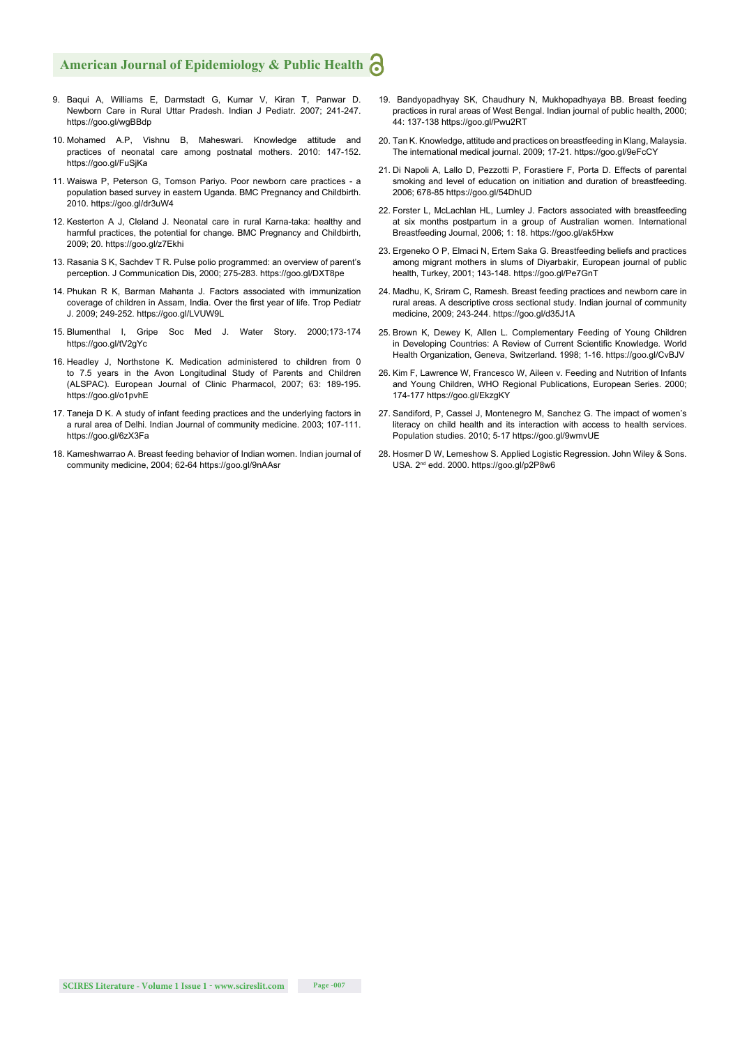9. Baqui A, Williams E, Darmstadt G, Kumar V, Kiran T, Panwar D. Newborn Care in Rural Uttar Pradesh. Indian J Pediatr. 2007; 241-247. https://goo.gl/wgBBdp

10. Mohamed A.P, Vishnu B, Maheswari. Knowledge attitude and practices of neonatal care among postnatal mothers. 2010: 147-152. https://goo.gl/FuSjKa

11. Waiswa P, Peterson G, Tomson Pariyo. Poor newborn care practices - a population based survey in eastern Uganda. BMC Pregnancy and Childbirth. 2010. https://goo.gl/dr3uW4

12. Kesterton A J, Cleland J. Neonatal care in rural Karna-taka: healthy and harmful practices, the potential for change. BMC Pregnancy and Childbirth, 2009; 20. https://goo.gl/z7Ekhi

13. Rasania S K, Sachdev T R. Pulse polio programmed: an overview of parent's perception. J Communication Dis, 2000; 275-283. https://goo.gl/DXT8pe

14. Phukan R K, Barman Mahanta J. Factors associated with immunization coverage of children in Assam, India. Over the first year of life. Trop Pediatr J. 2009; 249-252. https://goo.gl/LVUW9L

15. Blumenthal I, Gripe Soc Med J. Water Story. 2000;173-174 https://goo.gl/tV2gYc

16. Headley J, Northstone K. Medication administered to children from 0 to 7.5 years in the Avon Longitudinal Study of Parents and Children (ALSPAC). European Journal of Clinic Pharmacol, 2007; 63: 189-195. https://goo.gl/o1pvhE

17. Taneja D K. A study of infant feeding practices and the underlying factors in a rural area of Delhi. Indian Journal of community medicine. 2003; 107-111. https://goo.gl/6zX3Fa

18. Kameshwarrao A. Breast feeding behavior of Indian women. Indian journal of community medicine, 2004; 62-64 https://goo.gl/9nAAsr

19. Bandyopadhyay SK, Chaudhury N, Mukhopadhyaya BB. Breast feeding practices in rural areas of West Bengal. Indian journal of public health, 2000; 44: 137-138 https://goo.gl/Pwu2RT

20. Tan K. Knowledge, attitude and practices on breastfeeding in Klang, Malaysia. The international medical journal. 2009; 17-21. https://goo.gl/9eFcCY

21. Di Napoli A, Lallo D, Pezzotti P, Forastiere F, Porta D. Effects of parental smoking and level of education on initiation and duration of breastfeeding. 2006; 678-85 https://goo.gl/54DhUD

22. Forster L, McLachlan HL, Lumley J. Factors associated with breastfeeding at six months postpartum in a group of Australian women. International Breastfeeding Journal, 2006; 1: 18. https://goo.gl/ak5Hxw

23. Ergeneko O P, Elmaci N, Ertem Saka G. Breastfeeding beliefs and practices among migrant mothers in slums of Diyarbakir, European journal of public health, Turkey, 2001; 143-148. https://goo.gl/Pe7GnT

24. Madhu, K, Sriram C, Ramesh. Breast feeding practices and newborn care in rural areas. A descriptive cross sectional study. Indian journal of community medicine, 2009; 243-244. https://goo.gl/d35J1A

25. Brown K, Dewey K, Allen L. Complementary Feeding of Young Children in Developing Countries: A Review of Current Scientific Knowledge. World Health Organization, Geneva, Switzerland. 1998; 1-16. https://goo.gl/CvBJV

26. Kim F, Lawrence W, Francesco W, Aileen v. Feeding and Nutrition of Infants and Young Children, WHO Regional Publications, European Series. 2000; 174-177 https://goo.gl/EkzgKY

27. Sandiford, P, Cassel J, Montenegro M, Sanchez G. The impact of women's literacy on child health and its interaction with access to health services. Population studies. 2010; 5-17 https://goo.gl/9wmvUE

28. Hosmer D W, Lemeshow S. Applied Logistic Regression. John Wiley & Sons. USA. 2nd edd. 2000. https://goo.gl/p2P8w6